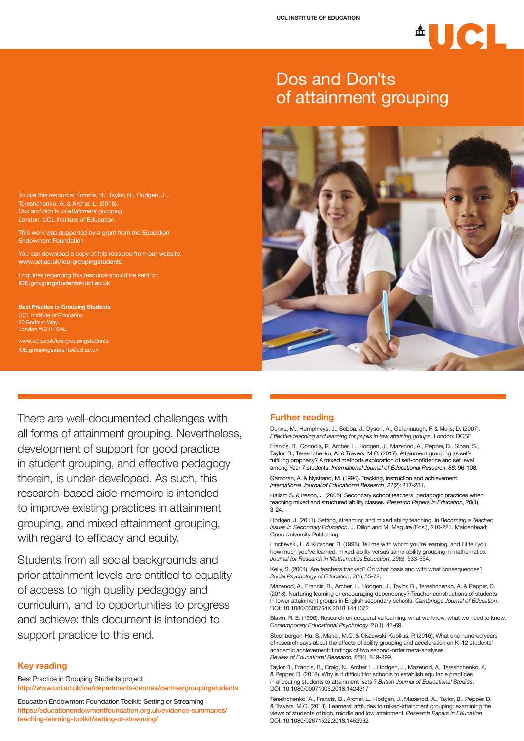UCL INSTITUTE OF EDUCATION

# Dos and Don'ts of attainment grouping

To cite this resource: Francis, B., Taylor, B., Hodgen, J., Tereshchenko, A. & Archer, L. (2018). *Dos and don'ts of attainment grouping*. London: UCL Institute of Education.

This work was supported by a grant from the Education Endowment Foundation

You can download a copy of this resource from our website: **www.ucl.ac.uk/ioe-groupingstudents**

Enquiries regarding this resource should be sent to: **IOE.groupingstudents@ucl.ac.uk**

**Best Practice in Grouping Students**
UCL Institute of Education
20 Bedford Way
London WC1H 0AL

www.ucl.ac.uk/ioe-groupingstudents
IOE.groupingstudents@ucl.ac.uk

There are well-documented challenges with all forms of attainment grouping. Nevertheless, development of support for good practice in student grouping, and effective pedagogy therein, is under-developed. As such, this research-based aide-memoire is intended to improve existing practices in attainment grouping, and mixed attainment grouping, with regard to efficacy and equity.

Students from all social backgrounds and prior attainment levels are entitled to equality of access to high quality pedagogy and curriculum, and to opportunities to progress and achieve: this document is intended to support practice to this end.

## Key reading

Best Practice in Grouping Students project
http://www.ucl.ac.uk/ioe/departments-centres/centres/groupingstudents

Education Endowment Foundation Toolkit: Setting or Streaming
https://educationendowmentfoundation.org.uk/evidence-summaries/teaching-learning-toolkit/setting-or-streaming/

## Further reading

Dunne, M., Humphreys, J., Sebba, J., Dyson, A., Gallannaugh, F. & Muijs, D. (2007). *Effective teaching and learning for pupils in low attaining groups*. London: DCSF.

Francis, B., Connolly, P., Archer, L., Hodgen, J., Mazenod, A., Pepper, D., Sloan, S., Taylor, B., Tereshchenko, A. & Travers, M.C. (2017). Attainment grouping as self-fulfilling prophecy? A mixed methods exploration of self-confidence and set level among Year 7 students. *International Journal of Educational Research*, *86*: 96-108.

Gamoran, A. & Nystrand, M. (1994). Tracking, instruction and achievement. *International Journal of Educational Research*, *21*(2): 217-231.

Hallam S. & Ireson, J. (2005). Secondary school teachers' pedagogic practices when teaching mixed and structured ability classes. *Research Papers in Education*, *20*(1), 3-24.

Hodgen, J. (2011). Setting, streaming and mixed ability teaching. In *Becoming a Teacher: Issues in Secondary Education*. J. Dillon and M. Maguire (Eds.), 210-221. Maidenhead: Open University Publishing.

Linchevski, L. & Kutscher, B. (1998). Tell me with whom you're learning, and I'll tell you how much you've learned: mixed-ability versus same-ability grouping in mathematics. *Journal for Research in Mathematics Education*, *29*(5): 533-554.

Kelly, S. (2004). Are teachers tracked? On what basis and with what consequences? *Social Psychology of Education*, *7*(1), 55-72.

Mazenod, A., Francis, B., Archer, L., Hodgen, J., Taylor, B., Tereshchenko, A. & Pepper, D. (2018). Nurturing learning or encouraging dependency? Teacher constructions of students in lower attainment groups in English secondary schools. *Cambridge Journal of Education*. DOI: 10.1080/0305764X.2018.1441372

Slavin, R. E. (1996). Research on cooperative learning: what we know, what we need to know. *Contemporary Educational Psychology, 21*(1), 43-69.

Steenbergen-Hu, S., Makel, M.C. & Olszewski-Kubilius, P. (2016). What one hundred years of research says about the effects of ability grouping and acceleration on K–12 students' academic achievement: findings of two second-order meta-analyses. *Review of Educational Research, 86*(4), 849-899.

Taylor B., Francis, B., Craig, N., Archer, L., Hodgen, J., Mazenod, A., Tereshchenko, A. & Pepper, D. (2018). Why is it difficult for schools to establish equitable practices in allocating students to attainment 'sets'? *British Journal of Educational Studies*. DOI: 10.1080/00071005.2018.1424317

Tereshchenko, A., Francis, B., Archer, L., Hodgen, J., Mazenod, A., Taylor, B., Pepper, D. & Travers, M.C. (2018). Learners' attitudes to mixed-attainment grouping: examining the views of students of high, middle and low attainment. *Research Papers in Education*. DOI: 10.1080/02671522.2018.1452962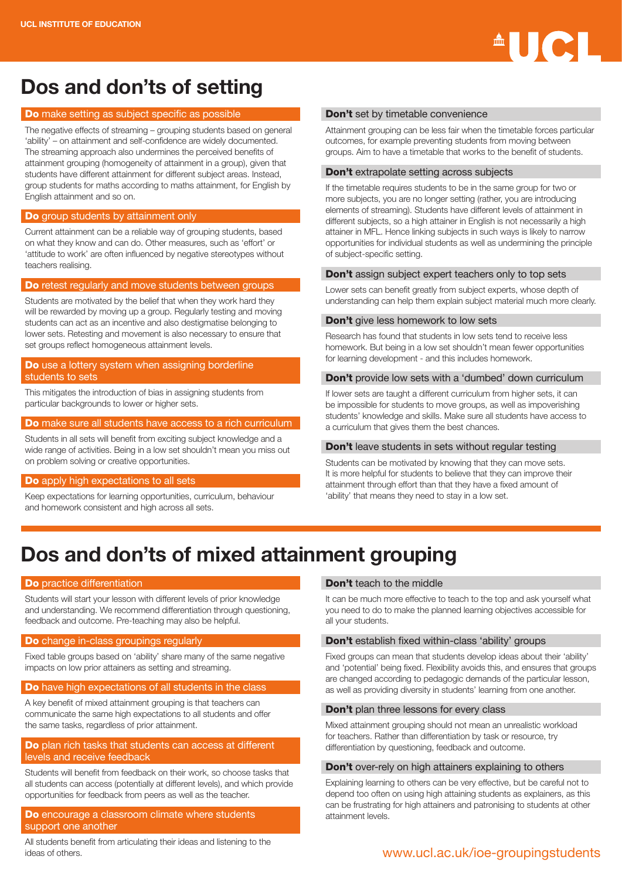# Dos and don'ts of setting

### **Do** make setting as subject specific as possible

The negative effects of streaming – grouping students based on general 'ability' – on attainment and self-confidence are widely documented. The streaming approach also undermines the perceived benefits of attainment grouping (homogeneity of attainment in a group), given that students have different attainment for different subject areas. Instead, group students for maths according to maths attainment, for English by English attainment and so on.

### **Do** group students by attainment only

Current attainment can be a reliable way of grouping students, based on what they know and can do. Other measures, such as 'effort' or 'attitude to work' are often influenced by negative stereotypes without teachers realising.

### **Do** retest regularly and move students between groups

Students are motivated by the belief that when they work hard they will be rewarded by moving up a group. Regularly testing and moving students can act as an incentive and also destigmatise belonging to lower sets. Retesting and movement is also necessary to ensure that set groups reflect homogeneous attainment levels.

### **Do** use a lottery system when assigning borderline students to sets

This mitigates the introduction of bias in assigning students from particular backgrounds to lower or higher sets.

### **Do** make sure all students have access to a rich curriculum

Students in all sets will benefit from exciting subject knowledge and a wide range of activities. Being in a low set shouldn't mean you miss out on problem solving or creative opportunities.

### **Do** apply high expectations to all sets

Keep expectations for learning opportunities, curriculum, behaviour and homework consistent and high across all sets.

### **Don't** set by timetable convenience

Attainment grouping can be less fair when the timetable forces particular outcomes, for example preventing students from moving between groups. Aim to have a timetable that works to the benefit of students.

### **Don't** extrapolate setting across subjects

If the timetable requires students to be in the same group for two or more subjects, you are no longer setting (rather, you are introducing elements of streaming). Students have different levels of attainment in different subjects, so a high attainer in English is not necessarily a high attainer in MFL. Hence linking subjects in such ways is likely to narrow opportunities for individual students as well as undermining the principle of subject-specific setting.

### **Don't** assign subject expert teachers only to top sets

Lower sets can benefit greatly from subject experts, whose depth of understanding can help them explain subject material much more clearly.

### **Don't** give less homework to low sets

Research has found that students in low sets tend to receive less homework. But being in a low set shouldn't mean fewer opportunities for learning development - and this includes homework.

### **Don't** provide low sets with a 'dumbed' down curriculum

If lower sets are taught a different curriculum from higher sets, it can be impossible for students to move groups, as well as impoverishing students' knowledge and skills. Make sure all students have access to a curriculum that gives them the best chances.

### **Don't** leave students in sets without regular testing

Students can be motivated by knowing that they can move sets. It is more helpful for students to believe that they can improve their attainment through effort than that they have a fixed amount of 'ability' that means they need to stay in a low set.

# Dos and don'ts of mixed attainment grouping

### **Do** practice differentiation

Students will start your lesson with different levels of prior knowledge and understanding. We recommend differentiation through questioning, feedback and outcome. Pre-teaching may also be helpful.

### **Do** change in-class groupings regularly

Fixed table groups based on 'ability' share many of the same negative impacts on low prior attainers as setting and streaming.

### **Do** have high expectations of all students in the class

A key benefit of mixed attainment grouping is that teachers can communicate the same high expectations to all students and offer the same tasks, regardless of prior attainment.

### **Do** plan rich tasks that students can access at different levels and receive feedback

Students will benefit from feedback on their work, so choose tasks that all students can access (potentially at different levels), and which provide opportunities for feedback from peers as well as the teacher.

### **Do** encourage a classroom climate where students support one another

All students benefit from articulating their ideas and listening to the ideas of others.

### **Don't** teach to the middle

It can be much more effective to teach to the top and ask yourself what you need to do to make the planned learning objectives accessible for all your students.

### **Don't** establish fixed within-class 'ability' groups

Fixed groups can mean that students develop ideas about their 'ability' and 'potential' being fixed. Flexibility avoids this, and ensures that groups are changed according to pedagogic demands of the particular lesson, as well as providing diversity in students' learning from one another.

### **Don't** plan three lessons for every class

Mixed attainment grouping should not mean an unrealistic workload for teachers. Rather than differentiation by task or resource, try differentiation by questioning, feedback and outcome.

### **Don't** over-rely on high attainers explaining to others

Explaining learning to others can be very effective, but be careful not to depend too often on using high attaining students as explainers, as this can be frustrating for high attainers and patronising to students at other attainment levels.

www.ucl.ac.uk/ioe-groupingstudents